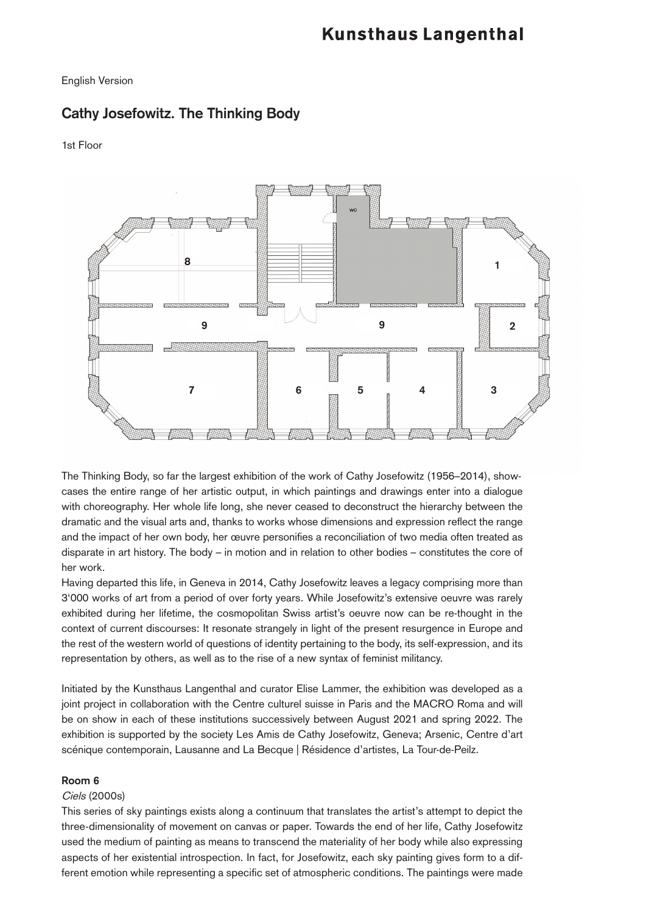Kunsthaus Langenthal

English Version

## Cathy Josefowitz. The Thinking Body

1st Floor

The Thinking Body, so far the largest exhibition of the work of Cathy Josefowitz (1956–2014), showcases the entire range of her artistic output, in which paintings and drawings enter into a dialogue with choreography. Her whole life long, she never ceased to deconstruct the hierarchy between the dramatic and the visual arts and, thanks to works whose dimensions and expression reflect the range and the impact of her own body, her œuvre personifies a reconciliation of two media often treated as disparate in art history. The body – in motion and in relation to other bodies – constitutes the core of her work.
Having departed this life, in Geneva in 2014, Cathy Josefowitz leaves a legacy comprising more than 3'000 works of art from a period of over forty years. While Josefowitz's extensive oeuvre was rarely exhibited during her lifetime, the cosmopolitan Swiss artist's oeuvre now can be re-thought in the context of current discourses: It resonate strangely in light of the present resurgence in Europe and the rest of the western world of questions of identity pertaining to the body, its self-expression, and its representation by others, as well as to the rise of a new syntax of feminist militancy.

Initiated by the Kunsthaus Langenthal and curator Elise Lammer, the exhibition was developed as a joint project in collaboration with the Centre culturel suisse in Paris and the MACRO Roma and will be on show in each of these institutions successively between August 2021 and spring 2022. The exhibition is supported by the society Les Amis de Cathy Josefowitz, Geneva; Arsenic, Centre d'art scénique contemporain, Lausanne and La Becque | Résidence d'artistes, La Tour-de-Peilz.

**Room 6**

*Ciels* (2000s)

This series of sky paintings exists along a continuum that translates the artist's attempt to depict the three-dimensionality of movement on canvas or paper. Towards the end of her life, Cathy Josefowitz used the medium of painting as means to transcend the materiality of her body while also expressing aspects of her existential introspection. In fact, for Josefowitz, each sky painting gives form to a different emotion while representing a specific set of atmospheric conditions. The paintings were made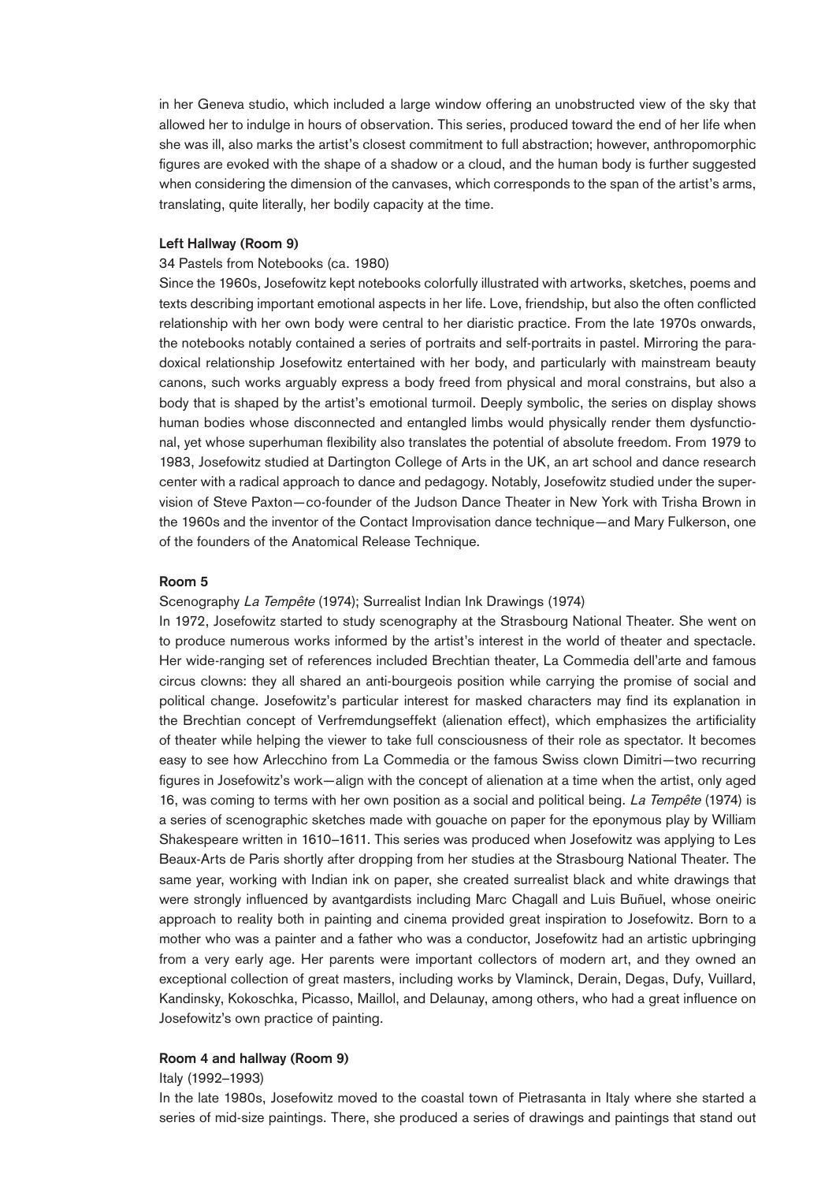in her Geneva studio, which included a large window offering an unobstructed view of the sky that allowed her to indulge in hours of observation. This series, produced toward the end of her life when she was ill, also marks the artist's closest commitment to full abstraction; however, anthropomorphic figures are evoked with the shape of a shadow or a cloud, and the human body is further suggested when considering the dimension of the canvases, which corresponds to the span of the artist's arms, translating, quite literally, her bodily capacity at the time.

**Left Hallway (Room 9)**

34 Pastels from Notebooks (ca. 1980)

Since the 1960s, Josefowitz kept notebooks colorfully illustrated with artworks, sketches, poems and texts describing important emotional aspects in her life. Love, friendship, but also the often conflicted relationship with her own body were central to her diaristic practice. From the late 1970s onwards, the notebooks notably contained a series of portraits and self-portraits in pastel. Mirroring the paradoxical relationship Josefowitz entertained with her body, and particularly with mainstream beauty canons, such works arguably express a body freed from physical and moral constrains, but also a body that is shaped by the artist's emotional turmoil. Deeply symbolic, the series on display shows human bodies whose disconnected and entangled limbs would physically render them dysfunctional, yet whose superhuman flexibility also translates the potential of absolute freedom. From 1979 to 1983, Josefowitz studied at Dartington College of Arts in the UK, an art school and dance research center with a radical approach to dance and pedagogy. Notably, Josefowitz studied under the supervision of Steve Paxton—co-founder of the Judson Dance Theater in New York with Trisha Brown in the 1960s and the inventor of the Contact Improvisation dance technique—and Mary Fulkerson, one of the founders of the Anatomical Release Technique.

**Room 5**

Scenography *La Tempête* (1974); Surrealist Indian Ink Drawings (1974)

In 1972, Josefowitz started to study scenography at the Strasbourg National Theater. She went on to produce numerous works informed by the artist's interest in the world of theater and spectacle. Her wide-ranging set of references included Brechtian theater, La Commedia dell'arte and famous circus clowns: they all shared an anti-bourgeois position while carrying the promise of social and political change. Josefowitz's particular interest for masked characters may find its explanation in the Brechtian concept of Verfremdungseffekt (alienation effect), which emphasizes the artificiality of theater while helping the viewer to take full consciousness of their role as spectator. It becomes easy to see how Arlecchino from La Commedia or the famous Swiss clown Dimitri—two recurring figures in Josefowitz's work—align with the concept of alienation at a time when the artist, only aged 16, was coming to terms with her own position as a social and political being. *La Tempête* (1974) is a series of scenographic sketches made with gouache on paper for the eponymous play by William Shakespeare written in 1610–1611. This series was produced when Josefowitz was applying to Les Beaux-Arts de Paris shortly after dropping from her studies at the Strasbourg National Theater. The same year, working with Indian ink on paper, she created surrealist black and white drawings that were strongly influenced by avantgardists including Marc Chagall and Luis Buñuel, whose oneiric approach to reality both in painting and cinema provided great inspiration to Josefowitz. Born to a mother who was a painter and a father who was a conductor, Josefowitz had an artistic upbringing from a very early age. Her parents were important collectors of modern art, and they owned an exceptional collection of great masters, including works by Vlaminck, Derain, Degas, Dufy, Vuillard, Kandinsky, Kokoschka, Picasso, Maillol, and Delaunay, among others, who had a great influence on Josefowitz's own practice of painting.

**Room 4 and hallway (Room 9)**

Italy (1992–1993)

In the late 1980s, Josefowitz moved to the coastal town of Pietrasanta in Italy where she started a series of mid-size paintings. There, she produced a series of drawings and paintings that stand out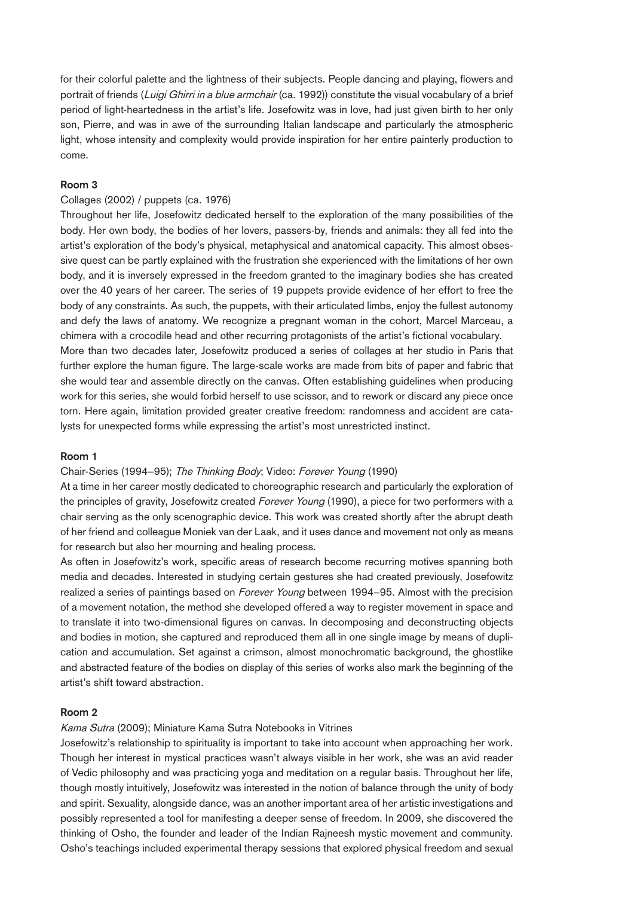for their colorful palette and the lightness of their subjects. People dancing and playing, flowers and portrait of friends (*Luigi Ghirri in a blue armchair* (ca. 1992)) constitute the visual vocabulary of a brief period of light-heartedness in the artist's life. Josefowitz was in love, had just given birth to her only son, Pierre, and was in awe of the surrounding Italian landscape and particularly the atmospheric light, whose intensity and complexity would provide inspiration for her entire painterly production to come.

### Room 3

Collages (2002) / puppets (ca. 1976)

Throughout her life, Josefowitz dedicated herself to the exploration of the many possibilities of the body. Her own body, the bodies of her lovers, passers-by, friends and animals: they all fed into the artist's exploration of the body's physical, metaphysical and anatomical capacity. This almost obsessive quest can be partly explained with the frustration she experienced with the limitations of her own body, and it is inversely expressed in the freedom granted to the imaginary bodies she has created over the 40 years of her career. The series of 19 puppets provide evidence of her effort to free the body of any constraints. As such, the puppets, with their articulated limbs, enjoy the fullest autonomy and defy the laws of anatomy. We recognize a pregnant woman in the cohort, Marcel Marceau, a chimera with a crocodile head and other recurring protagonists of the artist's fictional vocabulary.
More than two decades later, Josefowitz produced a series of collages at her studio in Paris that further explore the human figure. The large-scale works are made from bits of paper and fabric that she would tear and assemble directly on the canvas. Often establishing guidelines when producing work for this series, she would forbid herself to use scissor, and to rework or discard any piece once torn. Here again, limitation provided greater creative freedom: randomness and accident are catalysts for unexpected forms while expressing the artist's most unrestricted instinct.

### Room 1

Chair-Series (1994–95); *The Thinking Body*; Video: *Forever Young* (1990)

At a time in her career mostly dedicated to choreographic research and particularly the exploration of the principles of gravity, Josefowitz created *Forever Young* (1990), a piece for two performers with a chair serving as the only scenographic device. This work was created shortly after the abrupt death of her friend and colleague Moniek van der Laak, and it uses dance and movement not only as means for research but also her mourning and healing process.
As often in Josefowitz's work, specific areas of research become recurring motives spanning both media and decades. Interested in studying certain gestures she had created previously, Josefowitz realized a series of paintings based on *Forever Young* between 1994–95. Almost with the precision of a movement notation, the method she developed offered a way to register movement in space and to translate it into two-dimensional figures on canvas. In decomposing and deconstructing objects and bodies in motion, she captured and reproduced them all in one single image by means of duplication and accumulation. Set against a crimson, almost monochromatic background, the ghostlike and abstracted feature of the bodies on display of this series of works also mark the beginning of the artist's shift toward abstraction.

### Room 2

*Kama Sutra* (2009); Miniature Kama Sutra Notebooks in Vitrines

Josefowitz's relationship to spirituality is important to take into account when approaching her work. Though her interest in mystical practices wasn't always visible in her work, she was an avid reader of Vedic philosophy and was practicing yoga and meditation on a regular basis. Throughout her life, though mostly intuitively, Josefowitz was interested in the notion of balance through the unity of body and spirit. Sexuality, alongside dance, was an another important area of her artistic investigations and possibly represented a tool for manifesting a deeper sense of freedom. In 2009, she discovered the thinking of Osho, the founder and leader of the Indian Rajneesh mystic movement and community. Osho's teachings included experimental therapy sessions that explored physical freedom and sexual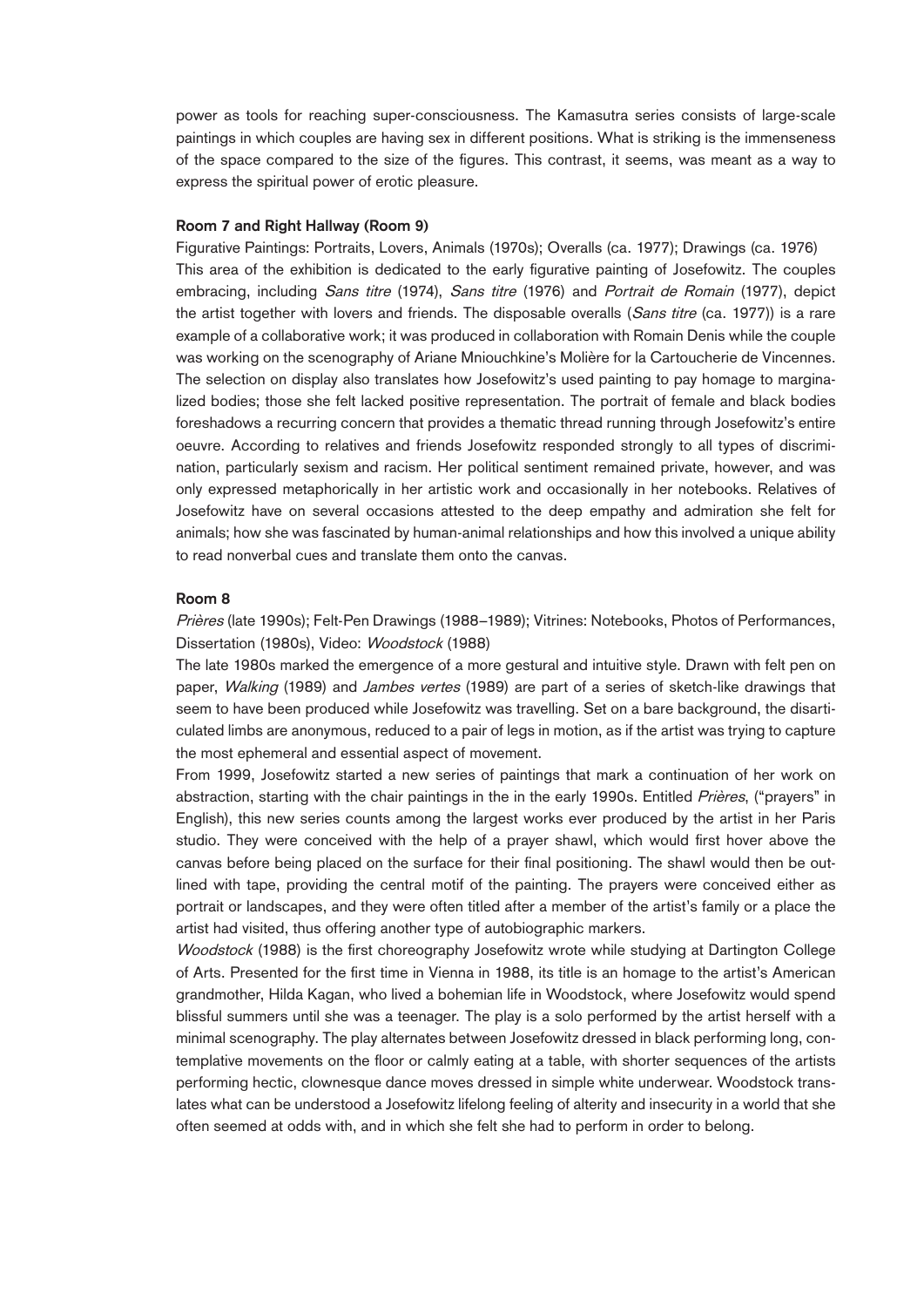power as tools for reaching super-consciousness. The Kamasutra series consists of large-scale paintings in which couples are having sex in different positions. What is striking is the immenseness of the space compared to the size of the figures. This contrast, it seems, was meant as a way to express the spiritual power of erotic pleasure.

**Room 7 and Right Hallway (Room 9)**

Figurative Paintings: Portraits, Lovers, Animals (1970s); Overalls (ca. 1977); Drawings (ca. 1976)

This area of the exhibition is dedicated to the early figurative painting of Josefowitz. The couples embracing, including *Sans titre* (1974), *Sans titre* (1976) and *Portrait de Romain* (1977), depict the artist together with lovers and friends. The disposable overalls (*Sans titre* (ca. 1977)) is a rare example of a collaborative work; it was produced in collaboration with Romain Denis while the couple was working on the scenography of Ariane Mniouchkine's Molière for la Cartoucherie de Vincennes. The selection on display also translates how Josefowitz's used painting to pay homage to marginalized bodies; those she felt lacked positive representation. The portrait of female and black bodies foreshadows a recurring concern that provides a thematic thread running through Josefowitz's entire oeuvre. According to relatives and friends Josefowitz responded strongly to all types of discrimination, particularly sexism and racism. Her political sentiment remained private, however, and was only expressed metaphorically in her artistic work and occasionally in her notebooks. Relatives of Josefowitz have on several occasions attested to the deep empathy and admiration she felt for animals; how she was fascinated by human-animal relationships and how this involved a unique ability to read nonverbal cues and translate them onto the canvas.

**Room 8**

*Prières* (late 1990s); Felt-Pen Drawings (1988–1989); Vitrines: Notebooks, Photos of Performances, Dissertation (1980s), Video: *Woodstock* (1988)

The late 1980s marked the emergence of a more gestural and intuitive style. Drawn with felt pen on paper, *Walking* (1989) and *Jambes vertes* (1989) are part of a series of sketch-like drawings that seem to have been produced while Josefowitz was travelling. Set on a bare background, the disarticulated limbs are anonymous, reduced to a pair of legs in motion, as if the artist was trying to capture the most ephemeral and essential aspect of movement.

From 1999, Josefowitz started a new series of paintings that mark a continuation of her work on abstraction, starting with the chair paintings in the in the early 1990s. Entitled *Prières*, ("prayers" in English), this new series counts among the largest works ever produced by the artist in her Paris studio. They were conceived with the help of a prayer shawl, which would first hover above the canvas before being placed on the surface for their final positioning. The shawl would then be outlined with tape, providing the central motif of the painting. The prayers were conceived either as portrait or landscapes, and they were often titled after a member of the artist's family or a place the artist had visited, thus offering another type of autobiographic markers.

*Woodstock* (1988) is the first choreography Josefowitz wrote while studying at Dartington College of Arts. Presented for the first time in Vienna in 1988, its title is an homage to the artist's American grandmother, Hilda Kagan, who lived a bohemian life in Woodstock, where Josefowitz would spend blissful summers until she was a teenager. The play is a solo performed by the artist herself with a minimal scenography. The play alternates between Josefowitz dressed in black performing long, contemplative movements on the floor or calmly eating at a table, with shorter sequences of the artists performing hectic, clownesque dance moves dressed in simple white underwear. Woodstock translates what can be understood a Josefowitz lifelong feeling of alterity and insecurity in a world that she often seemed at odds with, and in which she felt she had to perform in order to belong.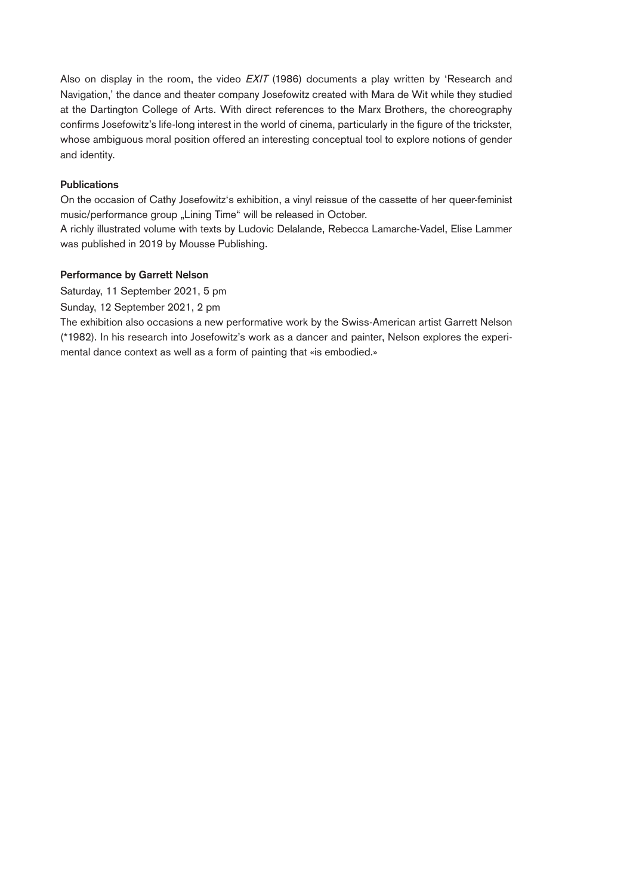Also on display in the room, the video *EXIT* (1986) documents a play written by 'Research and Navigation,' the dance and theater company Josefowitz created with Mara de Wit while they studied at the Dartington College of Arts. With direct references to the Marx Brothers, the choreography confirms Josefowitz's life-long interest in the world of cinema, particularly in the figure of the trickster, whose ambiguous moral position offered an interesting conceptual tool to explore notions of gender and identity.

**Publications**

On the occasion of Cathy Josefowitz's exhibition, a vinyl reissue of the cassette of her queer-feminist music/performance group „Lining Time" will be released in October.
A richly illustrated volume with texts by Ludovic Delalande, Rebecca Lamarche-Vadel, Elise Lammer was published in 2019 by Mousse Publishing.

**Performance by Garrett Nelson**

Saturday, 11 September 2021, 5 pm

Sunday, 12 September 2021, 2 pm

The exhibition also occasions a new performative work by the Swiss-American artist Garrett Nelson (*1982). In his research into Josefowitz's work as a dancer and painter, Nelson explores the experimental dance context as well as a form of painting that «is embodied.»